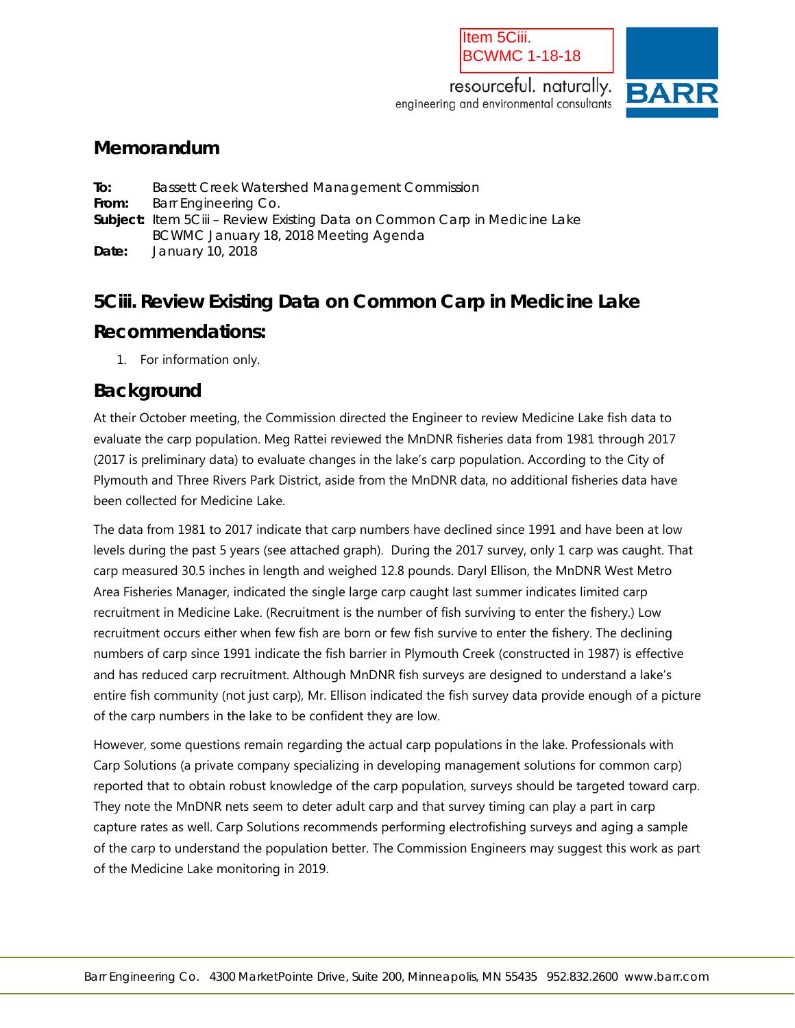Item 5Ciii.
BCWMC 1-18-18

resourceful. naturally.
engineering and environmental consultants

# Memorandum

**To:** Bassett Creek Watershed Management Commission
**From:** Barr Engineering Co.
**Subject:** Item 5Ciii – Review Existing Data on Common Carp in Medicine Lake
BCWMC January 18, 2018 Meeting Agenda
**Date:** January 10, 2018

## 5Ciii. Review Existing Data on Common Carp in Medicine Lake

## Recommendations:

1. For information only.

## Background

At their October meeting, the Commission directed the Engineer to review Medicine Lake fish data to evaluate the carp population. Meg Rattei reviewed the MnDNR fisheries data from 1981 through 2017 (2017 is preliminary data) to evaluate changes in the lake's carp population. According to the City of Plymouth and Three Rivers Park District, aside from the MnDNR data, no additional fisheries data have been collected for Medicine Lake.

The data from 1981 to 2017 indicate that carp numbers have declined since 1991 and have been at low levels during the past 5 years (see attached graph). During the 2017 survey, only 1 carp was caught. That carp measured 30.5 inches in length and weighed 12.8 pounds. Daryl Ellison, the MnDNR West Metro Area Fisheries Manager, indicated the single large carp caught last summer indicates limited carp recruitment in Medicine Lake. (Recruitment is the number of fish surviving to enter the fishery.) Low recruitment occurs either when few fish are born or few fish survive to enter the fishery. The declining numbers of carp since 1991 indicate the fish barrier in Plymouth Creek (constructed in 1987) is effective and has reduced carp recruitment. Although MnDNR fish surveys are designed to understand a lake's entire fish community (not just carp), Mr. Ellison indicated the fish survey data provide enough of a picture of the carp numbers in the lake to be confident they are low.

However, some questions remain regarding the actual carp populations in the lake. Professionals with Carp Solutions (a private company specializing in developing management solutions for common carp) reported that to obtain robust knowledge of the carp population, surveys should be targeted toward carp. They note the MnDNR nets seem to deter adult carp and that survey timing can play a part in carp capture rates as well. Carp Solutions recommends performing electrofishing surveys and aging a sample of the carp to understand the population better. The Commission Engineers may suggest this work as part of the Medicine Lake monitoring in 2019.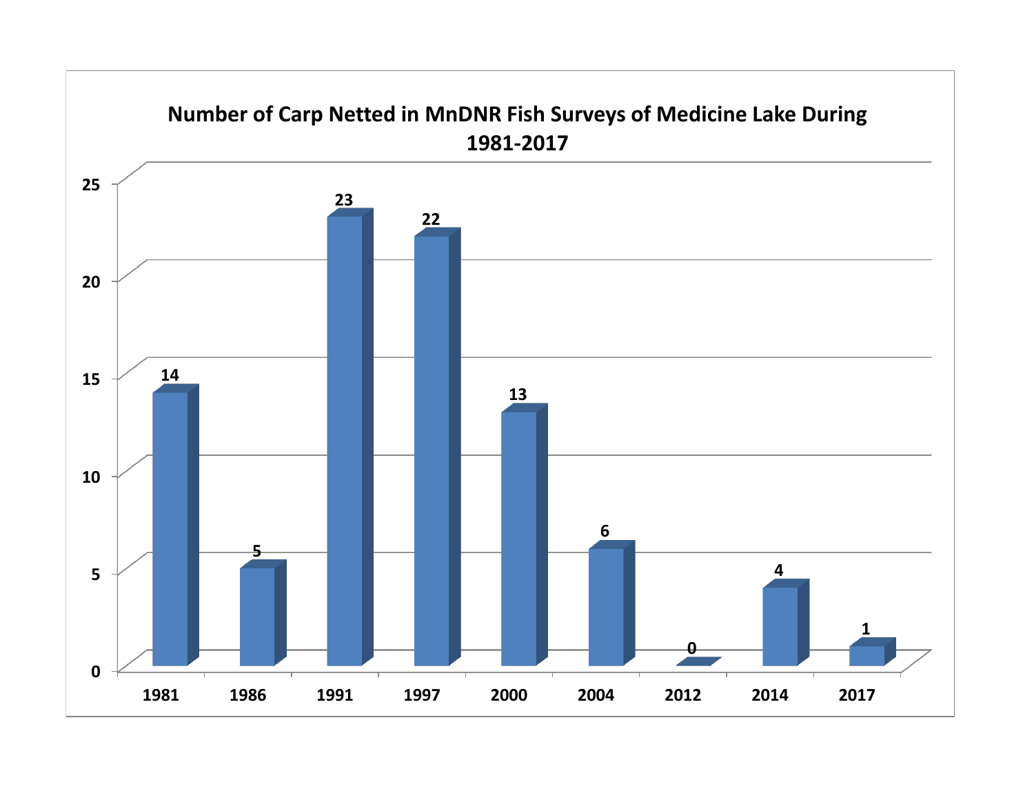Number of Carp Netted in MnDNR Fish Surveys of Medicine Lake During 1981-2017

25
20
15
10
5
0

14
5
23
22
13
6
0
4
1

1981
1986
1991
1997
2000
2004
2012
2014
2017